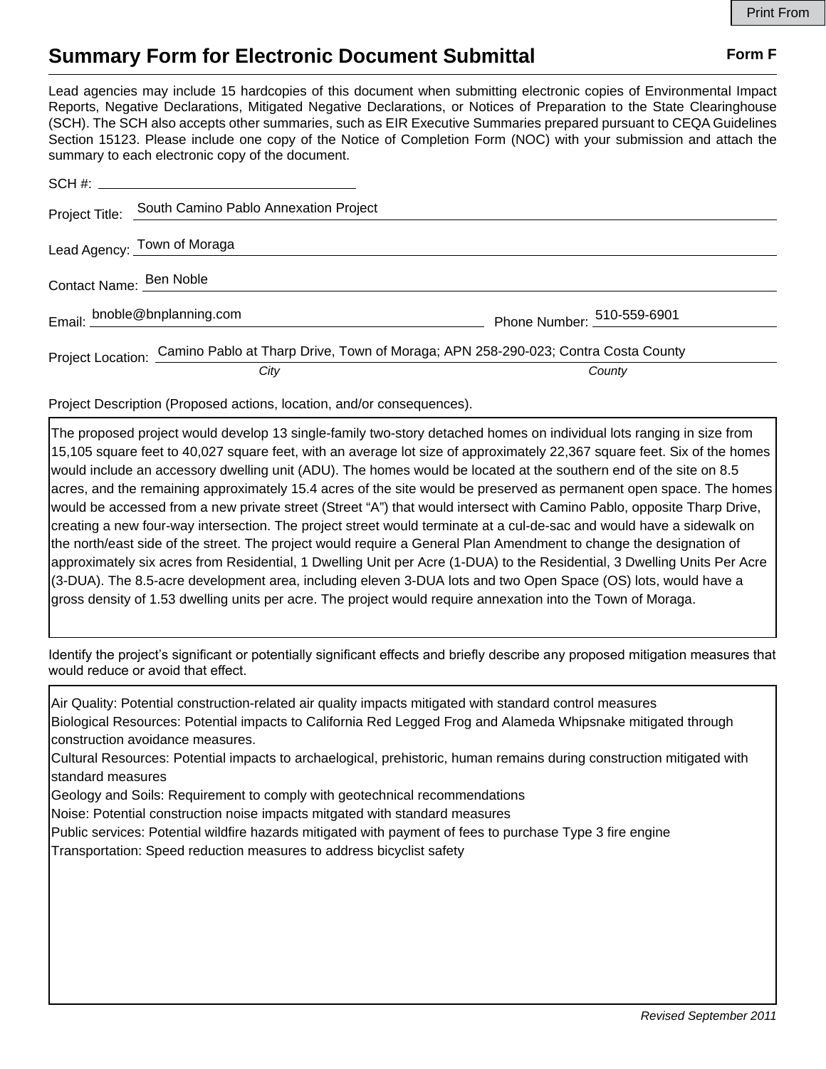Print From

# Summary Form for Electronic Document Submittal

**Form F**

Lead agencies may include 15 hardcopies of this document when submitting electronic copies of Environmental Impact Reports, Negative Declarations, Mitigated Negative Declarations, or Notices of Preparation to the State Clearinghouse (SCH). The SCH also accepts other summaries, such as EIR Executive Summaries prepared pursuant to CEQA Guidelines Section 15123. Please include one copy of the Notice of Completion Form (NOC) with your submission and attach the summary to each electronic copy of the document.

SCH #: 

Project Title: South Camino Pablo Annexation Project

Lead Agency: Town of Moraga

Contact Name: Ben Noble

Email: bnoble@bnplanning.com

Phone Number: 510-559-6901

Project Location: Camino Pablo at Tharp Drive, Town of Moraga; APN 258-290-023; Contra Costa County

*City* *County*

Project Description (Proposed actions, location, and/or consequences).

The proposed project would develop 13 single-family two-story detached homes on individual lots ranging in size from 15,105 square feet to 40,027 square feet, with an average lot size of approximately 22,367 square feet. Six of the homes would include an accessory dwelling unit (ADU). The homes would be located at the southern end of the site on 8.5 acres, and the remaining approximately 15.4 acres of the site would be preserved as permanent open space. The homes would be accessed from a new private street (Street "A") that would intersect with Camino Pablo, opposite Tharp Drive, creating a new four-way intersection. The project street would terminate at a cul-de-sac and would have a sidewalk on the north/east side of the street. The project would require a General Plan Amendment to change the designation of approximately six acres from Residential, 1 Dwelling Unit per Acre (1-DUA) to the Residential, 3 Dwelling Units Per Acre (3-DUA). The 8.5-acre development area, including eleven 3-DUA lots and two Open Space (OS) lots, would have a gross density of 1.53 dwelling units per acre. The project would require annexation into the Town of Moraga.

Identify the project's significant or potentially significant effects and briefly describe any proposed mitigation measures that would reduce or avoid that effect.

Air Quality: Potential construction-related air quality impacts mitigated with standard control measures
Biological Resources: Potential impacts to California Red Legged Frog and Alameda Whipsnake mitigated through construction avoidance measures.
Cultural Resources: Potential impacts to archaelogical, prehistoric, human remains during construction mitigated with standard measures
Geology and Soils: Requirement to comply with geotechnical recommendations
Noise: Potential construction noise impacts mitgated with standard measures
Public services: Potential wildfire hazards mitigated with payment of fees to purchase Type 3 fire engine
Transportation: Speed reduction measures to address bicyclist safety

*Revised September 2011*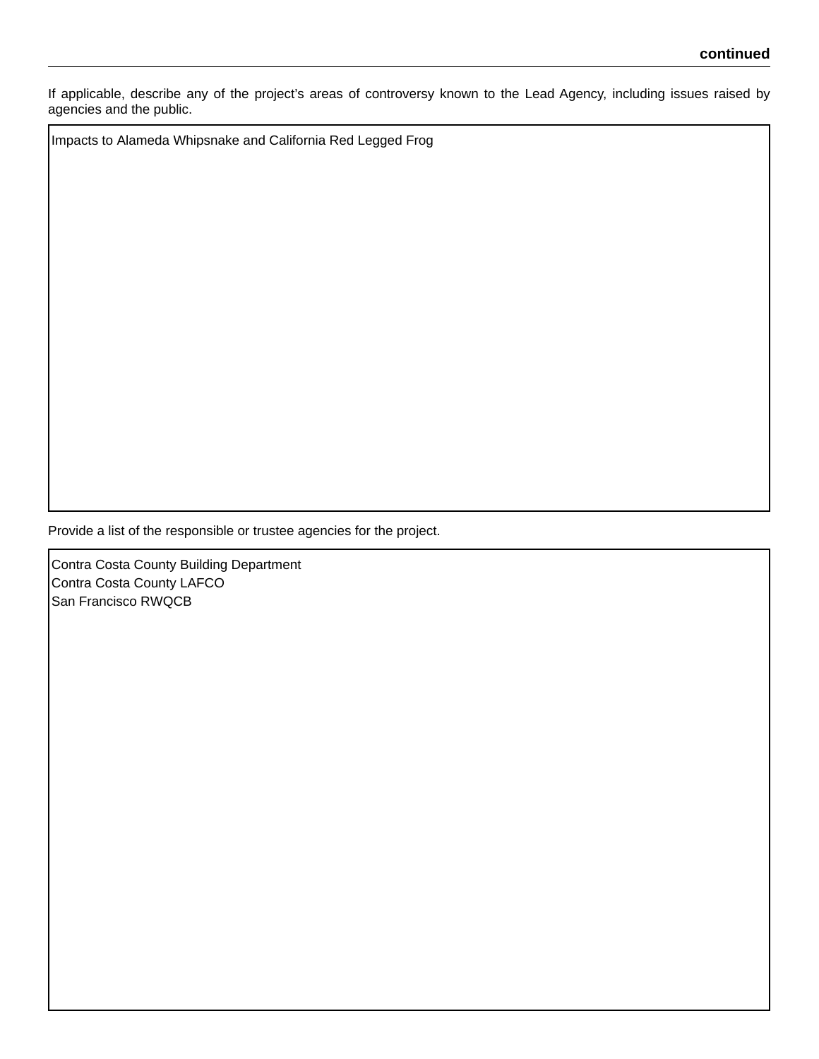If applicable, describe any of the project's areas of controversy known to the Lead Agency, including issues raised by agencies and the public.

Impacts to Alameda Whipsnake and California Red Legged Frog

Provide a list of the responsible or trustee agencies for the project.

Contra Costa County Building Department
Contra Costa County LAFCO
San Francisco RWQCB